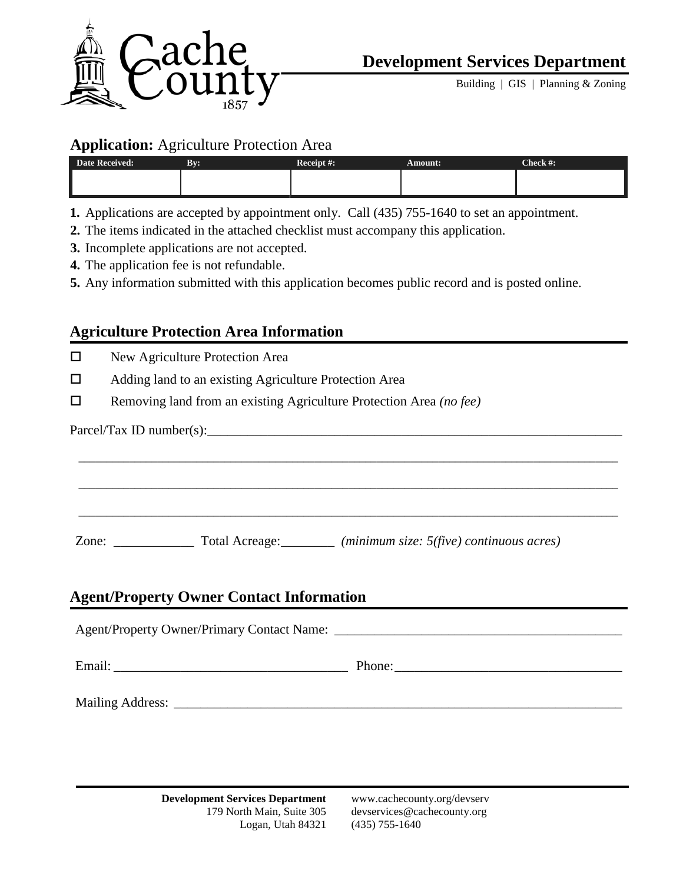Cache County 1857

# Development Services Department

Building | GIS | Planning & Zoning

## **Application:** Agriculture Protection Area

| Date Received: | By: | Receipt #: | Amount: | Check #: |
| --- | --- | --- | --- | --- |
| | | | | |

1. Applications are accepted by appointment only. Call (435) 755-1640 to set an appointment.
2. The items indicated in the attached checklist must accompany this application.
3. Incomplete applications are not accepted.
4. The application fee is not refundable.
5. Any information submitted with this application becomes public record and is posted online.

## Agriculture Protection Area Information

- ☐ New Agriculture Protection Area
- ☐ Adding land to an existing Agriculture Protection Area
- ☐ Removing land from an existing Agriculture Protection Area *(no fee)*

Parcel/Tax ID number(s):______________________________________________________________

_______________________________________________________________________________

_______________________________________________________________________________

_______________________________________________________________________________

Zone: ____________ Total Acreage:________ *(minimum size: 5(five) continuous acres)*

## Agent/Property Owner Contact Information

Agent/Property Owner/Primary Contact Name: ___________________________________________

Email: __________________________________ Phone:_________________________________

Mailing Address: _____________________________________________________________________

**Development Services Department**
179 North Main, Suite 305
Logan, Utah 84321

www.cachecounty.org/devserv
devservices@cachecounty.org
(435) 755-1640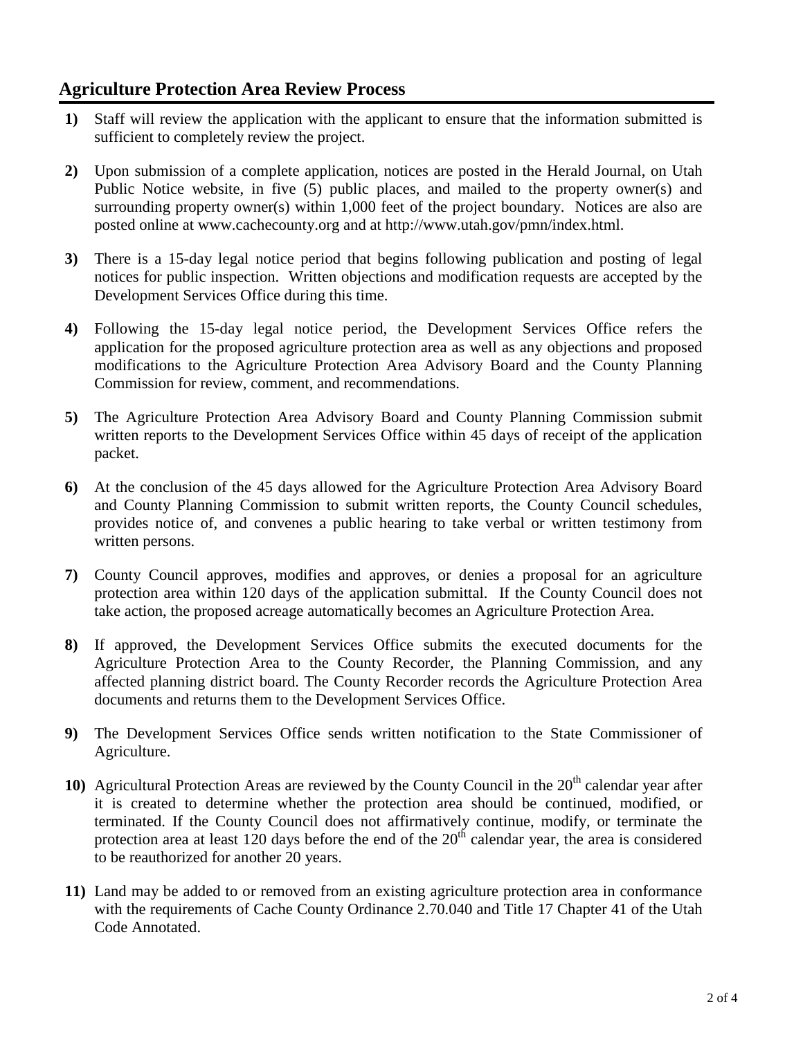## Agriculture Protection Area Review Process

1) Staff will review the application with the applicant to ensure that the information submitted is sufficient to completely review the project.

2) Upon submission of a complete application, notices are posted in the Herald Journal, on Utah Public Notice website, in five (5) public places, and mailed to the property owner(s) and surrounding property owner(s) within 1,000 feet of the project boundary. Notices are also are posted online at www.cachecounty.org and at http://www.utah.gov/pmn/index.html.

3) There is a 15-day legal notice period that begins following publication and posting of legal notices for public inspection. Written objections and modification requests are accepted by the Development Services Office during this time.

4) Following the 15-day legal notice period, the Development Services Office refers the application for the proposed agriculture protection area as well as any objections and proposed modifications to the Agriculture Protection Area Advisory Board and the County Planning Commission for review, comment, and recommendations.

5) The Agriculture Protection Area Advisory Board and County Planning Commission submit written reports to the Development Services Office within 45 days of receipt of the application packet.

6) At the conclusion of the 45 days allowed for the Agriculture Protection Area Advisory Board and County Planning Commission to submit written reports, the County Council schedules, provides notice of, and convenes a public hearing to take verbal or written testimony from written persons.

7) County Council approves, modifies and approves, or denies a proposal for an agriculture protection area within 120 days of the application submittal. If the County Council does not take action, the proposed acreage automatically becomes an Agriculture Protection Area.

8) If approved, the Development Services Office submits the executed documents for the Agriculture Protection Area to the County Recorder, the Planning Commission, and any affected planning district board. The County Recorder records the Agriculture Protection Area documents and returns them to the Development Services Office.

9) The Development Services Office sends written notification to the State Commissioner of Agriculture.

10) Agricultural Protection Areas are reviewed by the County Council in the 20th calendar year after it is created to determine whether the protection area should be continued, modified, or terminated. If the County Council does not affirmatively continue, modify, or terminate the protection area at least 120 days before the end of the 20th calendar year, the area is considered to be reauthorized for another 20 years.

11) Land may be added to or removed from an existing agriculture protection area in conformance with the requirements of Cache County Ordinance 2.70.040 and Title 17 Chapter 41 of the Utah Code Annotated.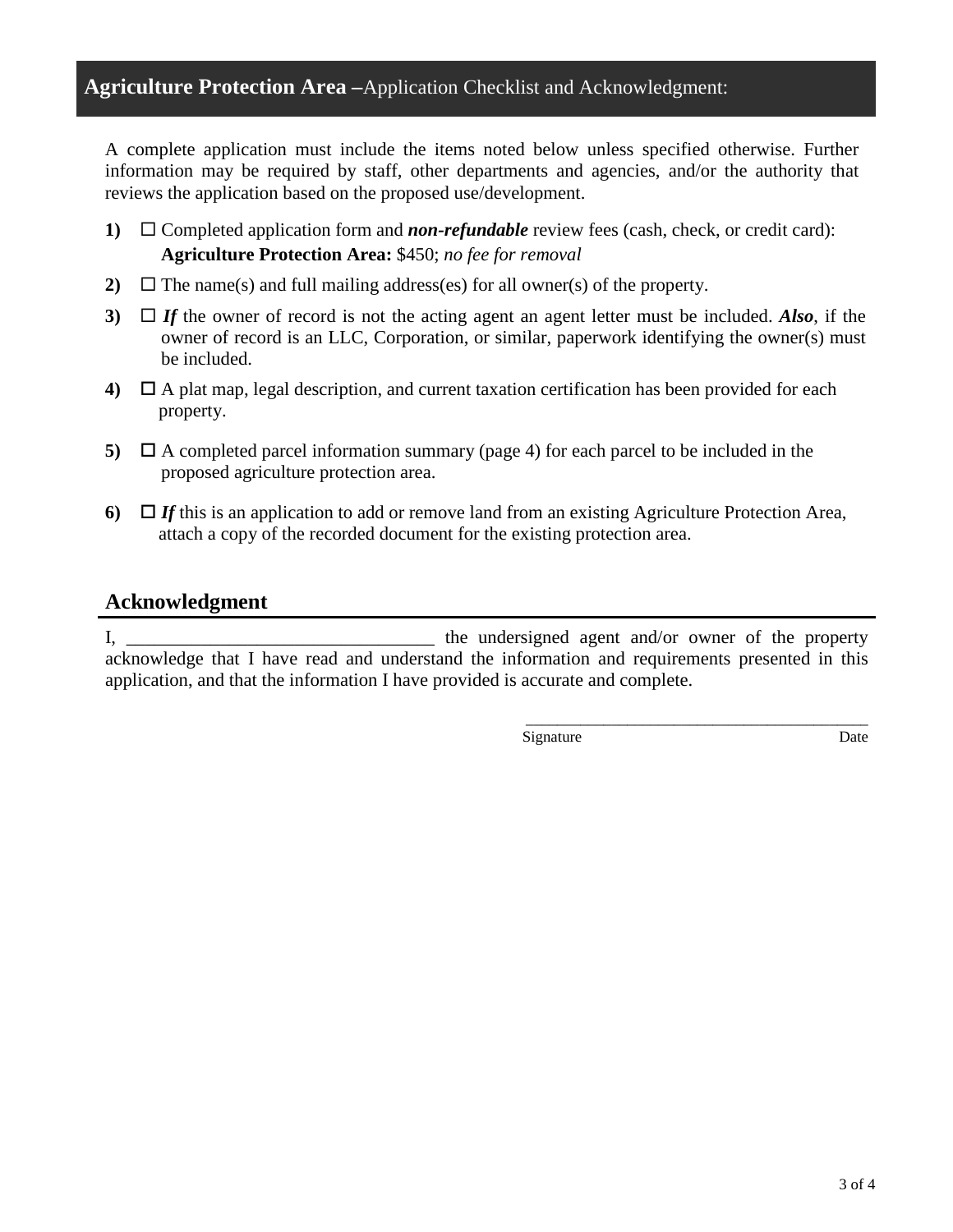## **Agriculture Protection Area –** Application Checklist and Acknowledgment:

A complete application must include the items noted below unless specified otherwise. Further information may be required by staff, other departments and agencies, and/or the authority that reviews the application based on the proposed use/development.

**1)** ☐ Completed application form and ***non-refundable*** review fees (cash, check, or credit card): **Agriculture Protection Area:** $450; *no fee for removal*

**2)** ☐ The name(s) and full mailing address(es) for all owner(s) of the property.

**3)** ☐ ***If*** the owner of record is not the acting agent an agent letter must be included. ***Also***, if the owner of record is an LLC, Corporation, or similar, paperwork identifying the owner(s) must be included.

**4)** ☐ A plat map, legal description, and current taxation certification has been provided for each property.

**5)** ☐ A completed parcel information summary (page 4) for each parcel to be included in the proposed agriculture protection area.

**6)** ☐ ***If*** this is an application to add or remove land from an existing Agriculture Protection Area, attach a copy of the recorded document for the existing protection area.

## Acknowledgment

I, ________________________________ the undersigned agent and/or owner of the property acknowledge that I have read and understand the information and requirements presented in this application, and that the information I have provided is accurate and complete.

_________________________________________

Signature Date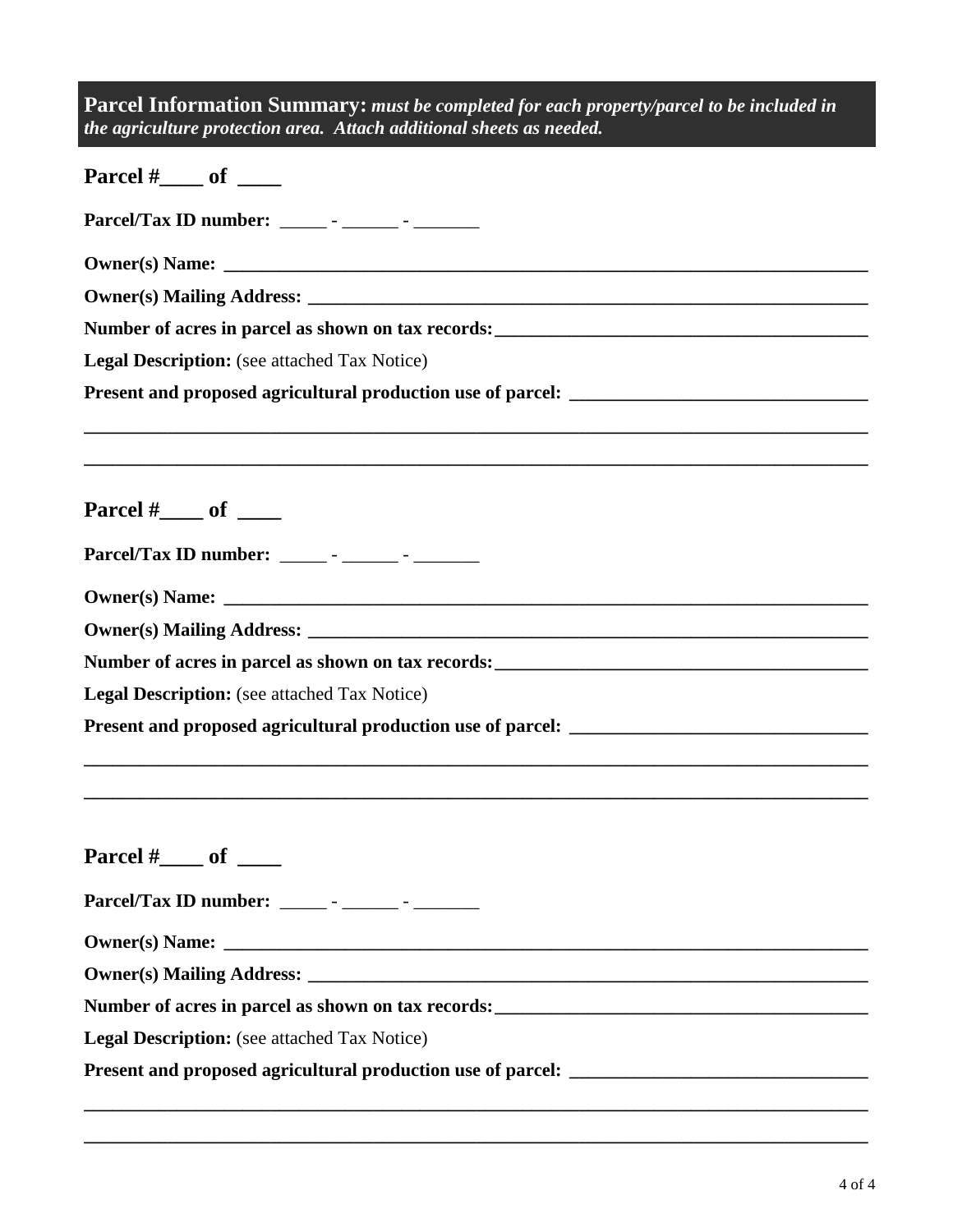**Parcel Information Summary:** ***must be completed for each property/parcel to be included in the agriculture protection area. Attach additional sheets as needed.***

**Parcel #____ of ____**

**Parcel/Tax ID number:** _____ - ______ - _______

**Owner(s) Name:** ________________________________________________________________________

**Owner(s) Mailing Address:** _______________________________________________________________

**Number of acres in parcel as shown on tax records:** _________________________________________

**Legal Description:** (see attached Tax Notice)

**Present and proposed agricultural production use of parcel:** ________________________________

__________________________________________________________________________________

__________________________________________________________________________________

**Parcel #____ of ____**

**Parcel/Tax ID number:** _____ - ______ - _______

**Owner(s) Name:** ________________________________________________________________________

**Owner(s) Mailing Address:** _______________________________________________________________

**Number of acres in parcel as shown on tax records:** _________________________________________

**Legal Description:** (see attached Tax Notice)

**Present and proposed agricultural production use of parcel:** ________________________________

__________________________________________________________________________________

__________________________________________________________________________________

**Parcel #____ of ____**

**Parcel/Tax ID number:** _____ - ______ - _______

**Owner(s) Name:** ________________________________________________________________________

**Owner(s) Mailing Address:** _______________________________________________________________

**Number of acres in parcel as shown on tax records:** _________________________________________

**Legal Description:** (see attached Tax Notice)

**Present and proposed agricultural production use of parcel:** ________________________________

__________________________________________________________________________________

__________________________________________________________________________________